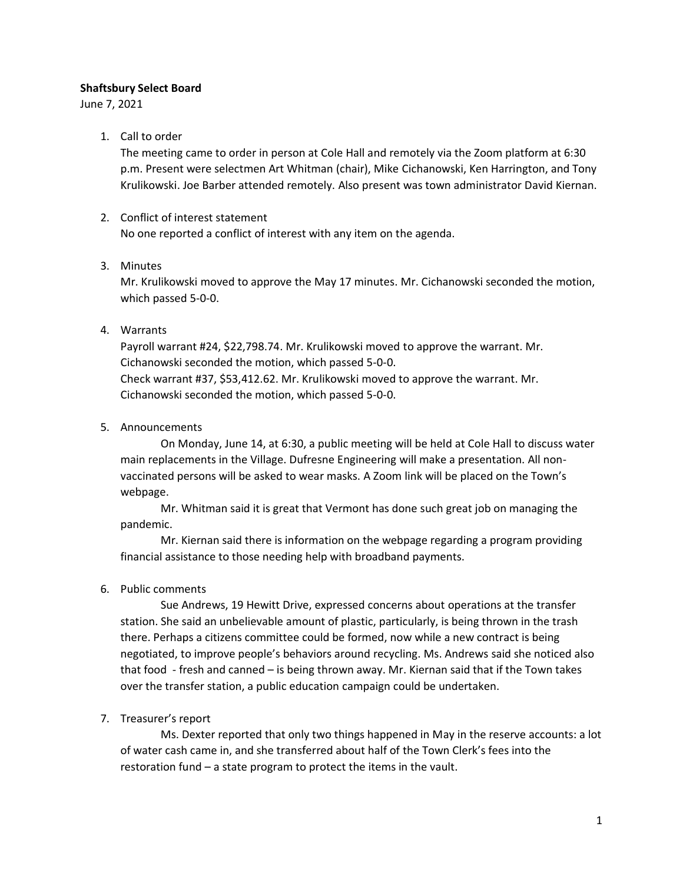**Shaftsbury Select Board**

June 7, 2021

1. Call to order

   The meeting came to order in person at Cole Hall and remotely via the Zoom platform at 6:30 p.m. Present were selectmen Art Whitman (chair), Mike Cichanowski, Ken Harrington, and Tony Krulikowski. Joe Barber attended remotely. Also present was town administrator David Kiernan.

2. Conflict of interest statement

   No one reported a conflict of interest with any item on the agenda.

3. Minutes

   Mr. Krulikowski moved to approve the May 17 minutes. Mr. Cichanowski seconded the motion, which passed 5-0-0.

4. Warrants

   Payroll warrant #24, $22,798.74. Mr. Krulikowski moved to approve the warrant. Mr. Cichanowski seconded the motion, which passed 5-0-0.
   Check warrant #37, $53,412.62. Mr. Krulikowski moved to approve the warrant. Mr. Cichanowski seconded the motion, which passed 5-0-0.

5. Announcements

   On Monday, June 14, at 6:30, a public meeting will be held at Cole Hall to discuss water main replacements in the Village. Dufresne Engineering will make a presentation. All non-vaccinated persons will be asked to wear masks. A Zoom link will be placed on the Town's webpage.

   Mr. Whitman said it is great that Vermont has done such great job on managing the pandemic.

   Mr. Kiernan said there is information on the webpage regarding a program providing financial assistance to those needing help with broadband payments.

6. Public comments

   Sue Andrews, 19 Hewitt Drive, expressed concerns about operations at the transfer station. She said an unbelievable amount of plastic, particularly, is being thrown in the trash there. Perhaps a citizens committee could be formed, now while a new contract is being negotiated, to improve people's behaviors around recycling. Ms. Andrews said she noticed also that food - fresh and canned – is being thrown away. Mr. Kiernan said that if the Town takes over the transfer station, a public education campaign could be undertaken.

7. Treasurer's report

   Ms. Dexter reported that only two things happened in May in the reserve accounts: a lot of water cash came in, and she transferred about half of the Town Clerk's fees into the restoration fund – a state program to protect the items in the vault.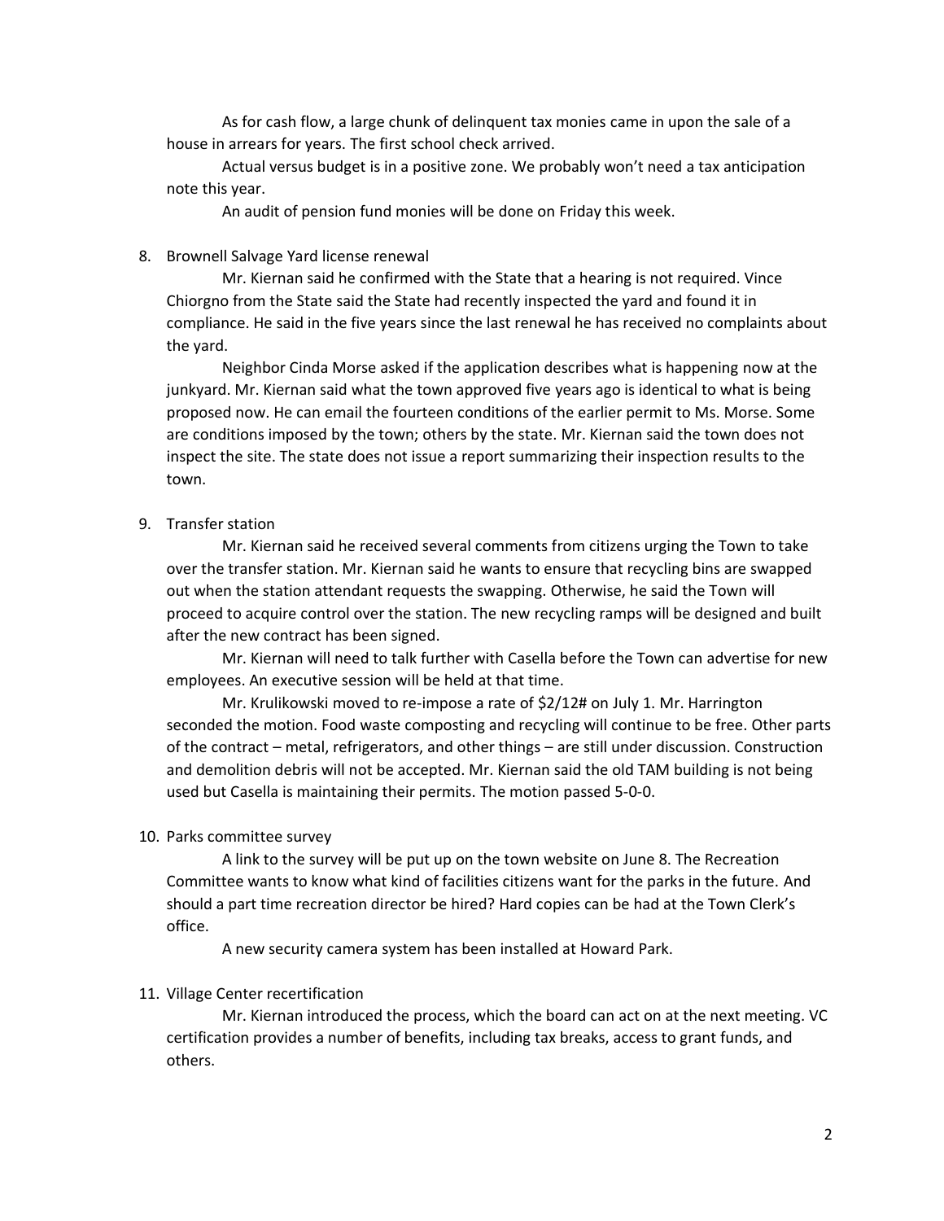As for cash flow, a large chunk of delinquent tax monies came in upon the sale of a house in arrears for years. The first school check arrived.

Actual versus budget is in a positive zone. We probably won't need a tax anticipation note this year.

An audit of pension fund monies will be done on Friday this week.

8. Brownell Salvage Yard license renewal

    Mr. Kiernan said he confirmed with the State that a hearing is not required. Vince Chiorgno from the State said the State had recently inspected the yard and found it in compliance. He said in the five years since the last renewal he has received no complaints about the yard.

    Neighbor Cinda Morse asked if the application describes what is happening now at the junkyard. Mr. Kiernan said what the town approved five years ago is identical to what is being proposed now. He can email the fourteen conditions of the earlier permit to Ms. Morse. Some are conditions imposed by the town; others by the state. Mr. Kiernan said the town does not inspect the site. The state does not issue a report summarizing their inspection results to the town.

9. Transfer station

    Mr. Kiernan said he received several comments from citizens urging the Town to take over the transfer station. Mr. Kiernan said he wants to ensure that recycling bins are swapped out when the station attendant requests the swapping. Otherwise, he said the Town will proceed to acquire control over the station. The new recycling ramps will be designed and built after the new contract has been signed.

    Mr. Kiernan will need to talk further with Casella before the Town can advertise for new employees. An executive session will be held at that time.

    Mr. Krulikowski moved to re-impose a rate of $2/12# on July 1. Mr. Harrington seconded the motion. Food waste composting and recycling will continue to be free. Other parts of the contract – metal, refrigerators, and other things – are still under discussion. Construction and demolition debris will not be accepted. Mr. Kiernan said the old TAM building is not being used but Casella is maintaining their permits. The motion passed 5-0-0.

10. Parks committee survey

    A link to the survey will be put up on the town website on June 8. The Recreation Committee wants to know what kind of facilities citizens want for the parks in the future. And should a part time recreation director be hired? Hard copies can be had at the Town Clerk's office.

    A new security camera system has been installed at Howard Park.

11. Village Center recertification

    Mr. Kiernan introduced the process, which the board can act on at the next meeting. VC certification provides a number of benefits, including tax breaks, access to grant funds, and others.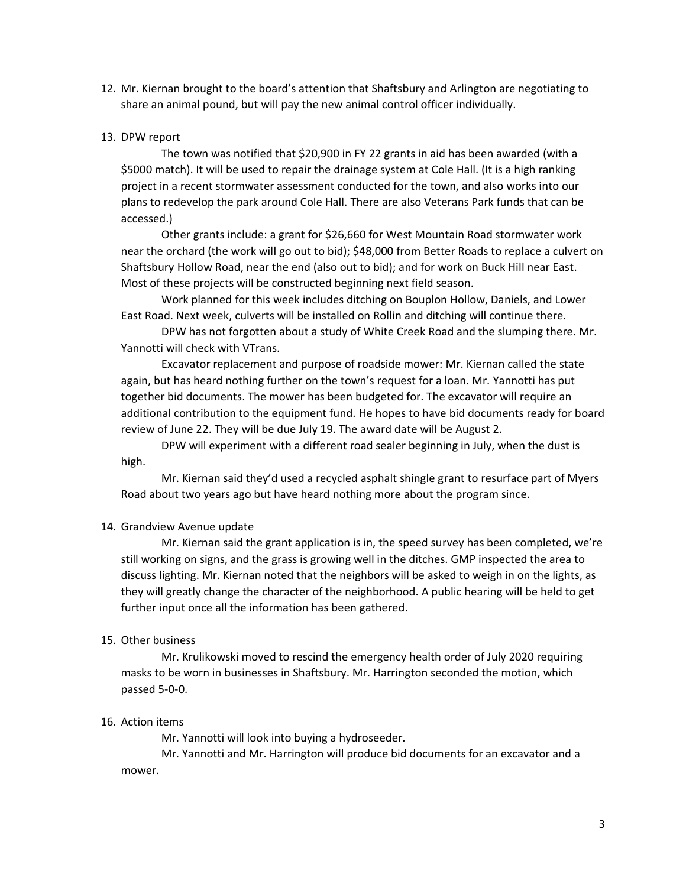12. Mr. Kiernan brought to the board's attention that Shaftsbury and Arlington are negotiating to share an animal pound, but will pay the new animal control officer individually.

13. DPW report

    The town was notified that $20,900 in FY 22 grants in aid has been awarded (with a $5000 match). It will be used to repair the drainage system at Cole Hall. (It is a high ranking project in a recent stormwater assessment conducted for the town, and also works into our plans to redevelop the park around Cole Hall. There are also Veterans Park funds that can be accessed.)

    Other grants include: a grant for $26,660 for West Mountain Road stormwater work near the orchard (the work will go out to bid); $48,000 from Better Roads to replace a culvert on Shaftsbury Hollow Road, near the end (also out to bid); and for work on Buck Hill near East. Most of these projects will be constructed beginning next field season.

    Work planned for this week includes ditching on Bouplon Hollow, Daniels, and Lower East Road. Next week, culverts will be installed on Rollin and ditching will continue there.

    DPW has not forgotten about a study of White Creek Road and the slumping there. Mr. Yannotti will check with VTrans.

    Excavator replacement and purpose of roadside mower: Mr. Kiernan called the state again, but has heard nothing further on the town's request for a loan. Mr. Yannotti has put together bid documents. The mower has been budgeted for. The excavator will require an additional contribution to the equipment fund. He hopes to have bid documents ready for board review of June 22. They will be due July 19. The award date will be August 2.

    DPW will experiment with a different road sealer beginning in July, when the dust is high.

    Mr. Kiernan said they'd used a recycled asphalt shingle grant to resurface part of Myers Road about two years ago but have heard nothing more about the program since.

14. Grandview Avenue update

    Mr. Kiernan said the grant application is in, the speed survey has been completed, we're still working on signs, and the grass is growing well in the ditches. GMP inspected the area to discuss lighting. Mr. Kiernan noted that the neighbors will be asked to weigh in on the lights, as they will greatly change the character of the neighborhood. A public hearing will be held to get further input once all the information has been gathered.

15. Other business

    Mr. Krulikowski moved to rescind the emergency health order of July 2020 requiring masks to be worn in businesses in Shaftsbury. Mr. Harrington seconded the motion, which passed 5-0-0.

16. Action items

    Mr. Yannotti will look into buying a hydroseeder.

    Mr. Yannotti and Mr. Harrington will produce bid documents for an excavator and a mower.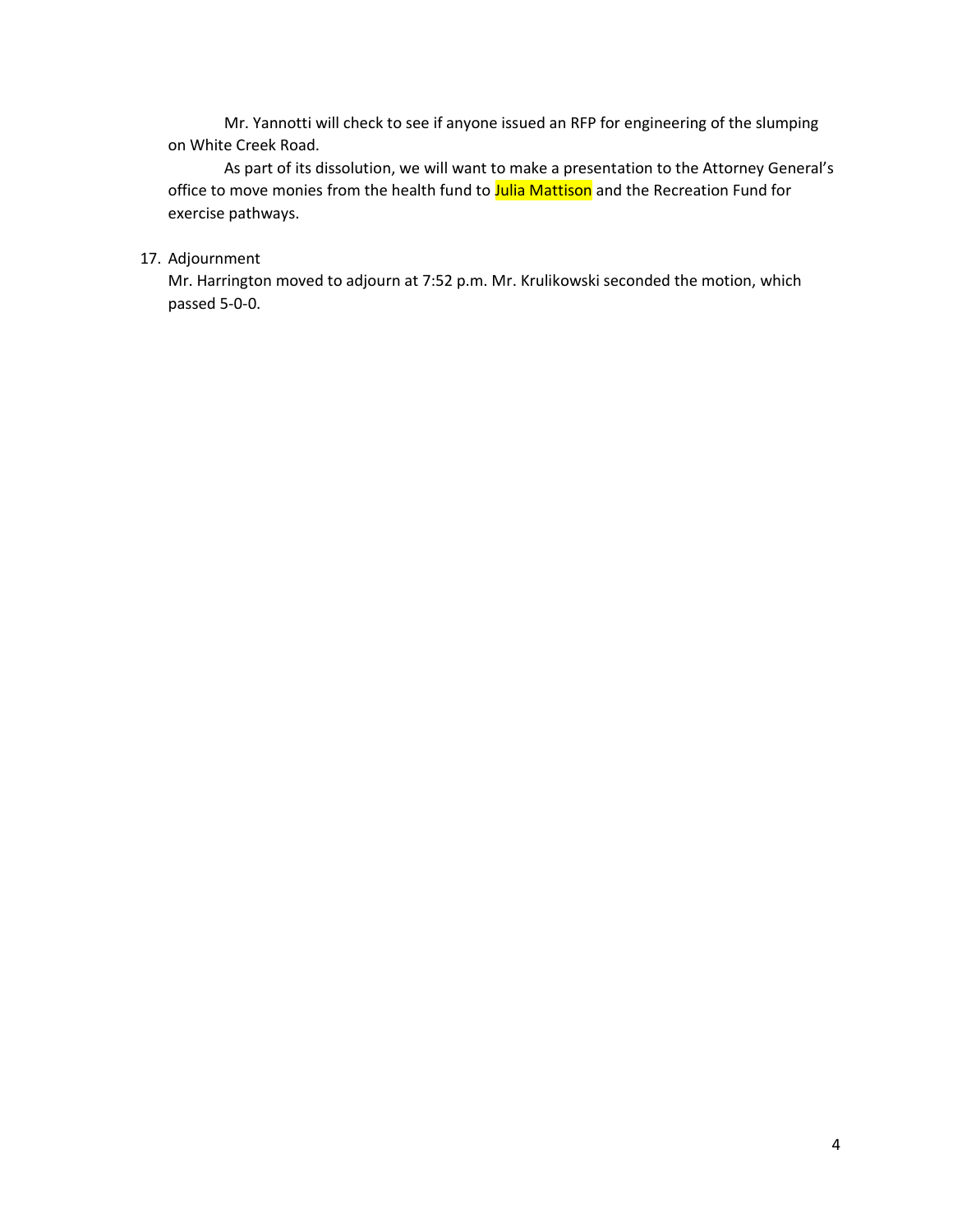Mr. Yannotti will check to see if anyone issued an RFP for engineering of the slumping on White Creek Road.

As part of its dissolution, we will want to make a presentation to the Attorney General's office to move monies from the health fund to Julia Mattison and the Recreation Fund for exercise pathways.

17. Adjournment

    Mr. Harrington moved to adjourn at 7:52 p.m. Mr. Krulikowski seconded the motion, which passed 5-0-0.